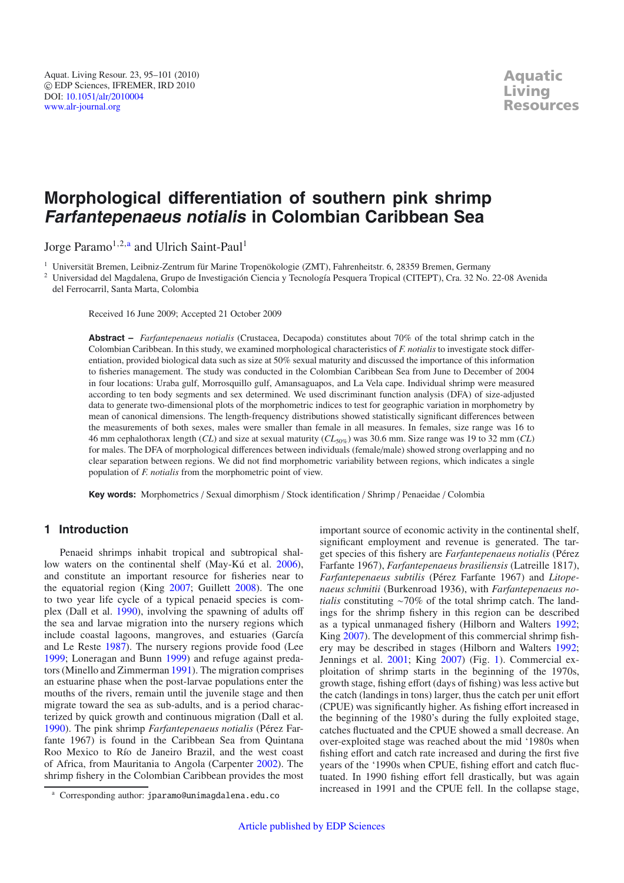# Morphological differentiation of southern pink shrimp *Farfantepenaeus notialis* in Colombian Caribbean Sea

Jorge Paramo[1,2,a] and Ulrich Saint-Paul[1]

[1] Universität Bremen, Leibniz-Zentrum für Marine Tropenökologie (ZMT), Fahrenheitstr. 6, 28359 Bremen, Germany

[2] Universidad del Magdalena, Grupo de Investigación Ciencia y Tecnología Pesquera Tropical (CITEPT), Cra. 32 No. 22-08 Avenida del Ferrocarril, Santa Marta, Colombia

Received 16 June 2009; Accepted 21 October 2009

**Abstract –** *Farfantepenaeus notialis* (Crustacea, Decapoda) constitutes about 70% of the total shrimp catch in the Colombian Caribbean. In this study, we examined morphological characteristics of *F. notialis* to investigate stock differentiation, provided biological data such as size at 50% sexual maturity and discussed the importance of this information to fisheries management. The study was conducted in the Colombian Caribbean Sea from June to December of 2004 in four locations: Uraba gulf, Morrosquillo gulf, Amansaguapos, and La Vela cape. Individual shrimp were measured according to ten body segments and sex determined. We used discriminant function analysis (DFA) of size-adjusted data to generate two-dimensional plots of the morphometric indices to test for geographic variation in morphometry by mean of canonical dimensions. The length-frequency distributions showed statistically significant differences between the measurements of both sexes, males were smaller than female in all measures. In females, size range was 16 to 46 mm cephalothorax length (*CL*) and size at sexual maturity ($CL_{50\%}$) was 30.6 mm. Size range was 19 to 32 mm (*CL*) for males. The DFA of morphological differences between individuals (female/male) showed strong overlapping and no clear separation between regions. We did not find morphometric variability between regions, which indicates a single population of *F. notialis* from the morphometric point of view.

**Key words:** Morphometrics / Sexual dimorphism / Stock identification / Shrimp / Penaeidae / Colombia

## 1 Introduction

Penaeid shrimps inhabit tropical and subtropical shallow waters on the continental shelf (May-Kú et al. 2006), and constitute an important resource for fisheries near to the equatorial region (King 2007; Guillett 2008). The one to two year life cycle of a typical penaeid species is complex (Dall et al. 1990), involving the spawning of adults off the sea and larvae migration into the nursery regions which include coastal lagoons, mangroves, and estuaries (García and Le Reste 1987). The nursery regions provide food (Lee 1999; Loneragan and Bunn 1999) and refuge against predators (Minello and Zimmerman 1991). The migration comprises an estuarine phase when the post-larvae populations enter the mouths of the rivers, remain until the juvenile stage and then migrate toward the sea as sub-adults, and is a period characterized by quick growth and continuous migration (Dall et al. 1990). The pink shrimp *Farfantepenaeus notialis* (Pérez Farfante 1967) is found in the Caribbean Sea from Quintana Roo Mexico to Río de Janeiro Brazil, and the west coast of Africa, from Mauritania to Angola (Carpenter 2002). The shrimp fishery in the Colombian Caribbean provides the most important source of economic activity in the continental shelf, significant employment and revenue is generated. The target species of this fishery are *Farfantepenaeus notialis* (Pérez Farfante 1967), *Farfantepenaeus brasiliensis* (Latreille 1817), *Farfantepenaeus subtilis* (Pérez Farfante 1967) and *Litopenaeus schmitii* (Burkenroad 1936), with *Farfantepenaeus notialis* constituting ~70% of the total shrimp catch. The landings for the shrimp fishery in this region can be described as a typical unmanaged fishery (Hilborn and Walters 1992; King 2007). The development of this commercial shrimp fishery may be described in stages (Hilborn and Walters 1992; Jennings et al. 2001; King 2007) (Fig. 1). Commercial exploitation of shrimp starts in the beginning of the 1970s, growth stage, fishing effort (days of fishing) was less active but the catch (landings in tons) larger, thus the catch per unit effort (CPUE) was significantly higher. As fishing effort increased in the beginning of the 1980's during the fully exploited stage, catches fluctuated and the CPUE showed a small decrease. An over-exploited stage was reached about the mid '1980s when fishing effort and catch rate increased and during the first five years of the '1990s when CPUE, fishing effort and catch fluctuated. In 1990 fishing effort fell drastically, but was again increased in 1991 and the CPUE fell. In the collapse stage,

[a] Corresponding author: jparamo@unimagdalena.edu.co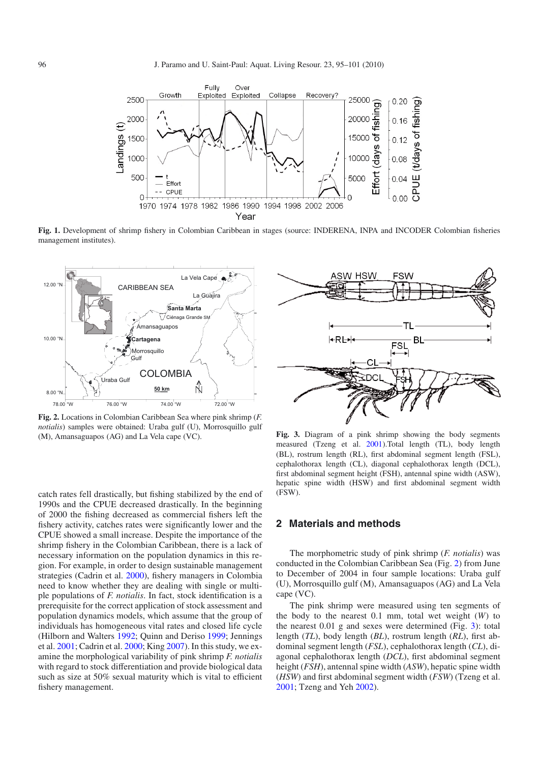**Fig. 1.** Development of shrimp fishery in Colombian Caribbean in stages (source: INDERENA, INPA and INCODER Colombian fisheries management institutes).

**Fig. 2.** Locations in Colombian Caribbean Sea where pink shrimp (*F. notialis*) samples were obtained: Uraba gulf (U), Morrosquillo gulf (M), Amansaguapos (AG) and La Vela cape (VC).

**Fig. 3.** Diagram of a pink shrimp showing the body segments measured (Tzeng et al. 2001).Total length (TL), body length (BL), rostrum length (RL), first abdominal segment length (FSL), cephalothorax length (CL), diagonal cephalothorax length (DCL), first abdominal segment height (FSH), antennal spine width (ASW), hepatic spine width (HSW) and first abdominal segment width (FSW).

catch rates fell drastically, but fishing stabilized by the end of 1990s and the CPUE decreased drastically. In the beginning of 2000 the fishing decreased as commercial fishers left the fishery activity, catches rates were significantly lower and the CPUE showed a small increase. Despite the importance of the shrimp fishery in the Colombian Caribbean, there is a lack of necessary information on the population dynamics in this region. For example, in order to design sustainable management strategies (Cadrin et al. 2000), fishery managers in Colombia need to know whether they are dealing with single or multiple populations of *F. notialis*. In fact, stock identification is a prerequisite for the correct application of stock assessment and population dynamics models, which assume that the group of individuals has homogeneous vital rates and closed life cycle (Hilborn and Walters 1992; Quinn and Deriso 1999; Jennings et al. 2001; Cadrin et al. 2000; King 2007). In this study, we examine the morphological variability of pink shrimp *F. notialis* with regard to stock differentiation and provide biological data such as size at 50% sexual maturity which is vital to efficient fishery management.

## 2 Materials and methods

The morphometric study of pink shrimp (*F. notialis*) was conducted in the Colombian Caribbean Sea (Fig. 2) from June to December of 2004 in four sample locations: Uraba gulf (U), Morrosquillo gulf (M), Amansaguapos (AG) and La Vela cape (VC).

The pink shrimp were measured using ten segments of the body to the nearest 0.1 mm, total wet weight ($W$) to the nearest 0.01 g and sexes were determined (Fig. 3): total length ($TL$), body length ($BL$), rostrum length ($RL$), first abdominal segment length ($FSL$), cephalothorax length ($CL$), diagonal cephalothorax length ($DCL$), first abdominal segment height ($FSH$), antennal spine width ($ASW$), hepatic spine width ($HSW$) and first abdominal segment width ($FSW$) (Tzeng et al. 2001; Tzeng and Yeh 2002).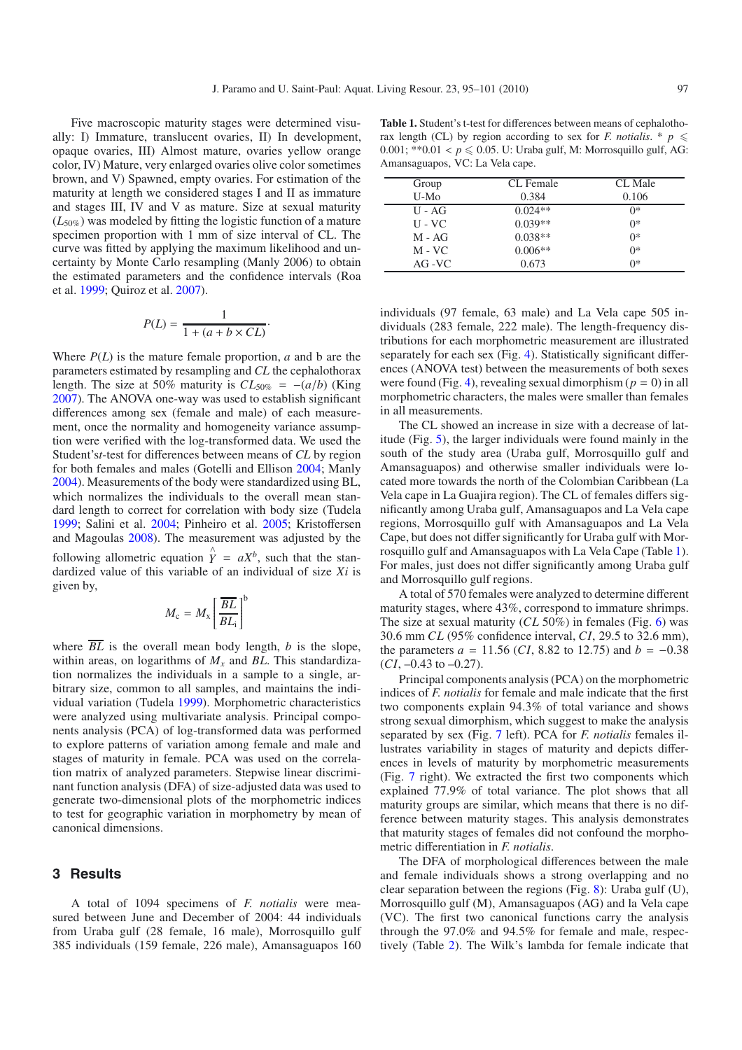Five macroscopic maturity stages were determined visually: I) Immature, translucent ovaries, II) In development, opaque ovaries, III) Almost mature, ovaries yellow orange color, IV) Mature, very enlarged ovaries olive color sometimes brown, and V) Spawned, empty ovaries. For estimation of the maturity at length we considered stages I and II as immature and stages III, IV and V as mature. Size at sexual maturity ($L_{50\%}$) was modeled by fitting the logistic function of a mature specimen proportion with 1 mm of size interval of CL. The curve was fitted by applying the maximum likelihood and uncertainty by Monte Carlo resampling (Manly 2006) to obtain the estimated parameters and the confidence intervals (Roa et al. 1999; Quiroz et al. 2007).

$$P(L) = \frac{1}{1 + (a + b \times CL)}.$$

Where $P(L)$ is the mature female proportion, $a$ and b are the parameters estimated by resampling and $CL$ the cephalothorax length. The size at 50% maturity is $CL_{50\%} = -(a/b)$ (King 2007). The ANOVA one-way was used to establish significant differences among sex (female and male) of each measurement, once the normality and homogeneity variance assumption were verified with the log-transformed data. We used the Student's*t*-test for differences between means of *CL* by region for both females and males (Gotelli and Ellison 2004; Manly 2004). Measurements of the body were standardized using BL, which normalizes the individuals to the overall mean standard length to correct for correlation with body size (Tudela 1999; Salini et al. 2004; Pinheiro et al. 2005; Kristoffersen and Magoulas 2008). The measurement was adjusted by the following allometric equation $\hat{Y} = aX^b$, such that the standardized value of this variable of an individual of size $Xi$ is given by,

$$M_c = M_x \left[\frac{\overline{BL}}{BL_i}\right]^b$$

where $\overline{BL}$ is the overall mean body length, $b$ is the slope, within areas, on logarithms of $M_x$ and $BL$. This standardization normalizes the individuals in a sample to a single, arbitrary size, common to all samples, and maintains the individual variation (Tudela 1999). Morphometric characteristics were analyzed using multivariate analysis. Principal components analysis (PCA) of log-transformed data was performed to explore patterns of variation among female and male and stages of maturity in female. PCA was used on the correlation matrix of analyzed parameters. Stepwise linear discriminant function analysis (DFA) of size-adjusted data was used to generate two-dimensional plots of the morphometric indices to test for geographic variation in morphometry by mean of canonical dimensions.

## 3 Results

A total of 1094 specimens of *F. notialis* were measured between June and December of 2004: 44 individuals from Uraba gulf (28 female, 16 male), Morrosquillo gulf 385 individuals (159 female, 226 male), Amansaguapos 160 individuals (97 female, 63 male) and La Vela cape 505 individuals (283 female, 222 male). The length-frequency distributions for each morphometric measurement are illustrated separately for each sex (Fig. 4). Statistically significant differences (ANOVA test) between the measurements of both sexes were found (Fig. 4), revealing sexual dimorphism ($p = 0$) in all morphometric characters, the males were smaller than females in all measurements.

**Table 1.** Student's t-test for differences between means of cephalothorax length (CL) by region according to sex for *F. notialis*. * $p \leqslant 0.001$; ** $0.01 < p \leqslant 0.05$. U: Uraba gulf, M: Morrosquillo gulf, AG: Amansaguapos, VC: La Vela cape.

| Group | CL Female | CL Male |
|---|---|---|
| U-Mo | 0.384 | 0.106 |
| U - AG | 0.024** | 0* |
| U - VC | 0.039** | 0* |
| M - AG | 0.038** | 0* |
| M - VC | 0.006** | 0* |
| AG -VC | 0.673 | 0* |

The CL showed an increase in size with a decrease of latitude (Fig. 5), the larger individuals were found mainly in the south of the study area (Uraba gulf, Morrosquillo gulf and Amansaguapos) and otherwise smaller individuals were located more towards the north of the Colombian Caribbean (La Vela cape in La Guajira region). The CL of females differs significantly among Uraba gulf, Amansaguapos and La Vela cape regions, Morrosquillo gulf with Amansaguapos and La Vela Cape, but does not differ significantly for Uraba gulf with Morrosquillo gulf and Amansaguapos with La Vela Cape (Table 1). For males, just does not differ significantly among Uraba gulf and Morrosquillo gulf regions.

A total of 570 females were analyzed to determine different maturity stages, where 43%, correspond to immature shrimps. The size at sexual maturity (*CL* 50%) in females (Fig. 6) was 30.6 mm *CL* (95% confidence interval, *CI*, 29.5 to 32.6 mm), the parameters $a = 11.56$ (*CI*, 8.82 to 12.75) and $b = -0.38$ (*CI*, –0.43 to –0.27).

Principal components analysis (PCA) on the morphometric indices of *F. notialis* for female and male indicate that the first two components explain 94.3% of total variance and shows strong sexual dimorphism, which suggest to make the analysis separated by sex (Fig. 7 left). PCA for *F. notialis* females illustrates variability in stages of maturity and depicts differences in levels of maturity by morphometric measurements (Fig. 7 right). We extracted the first two components which explained 77.9% of total variance. The plot shows that all maturity groups are similar, which means that there is no difference between maturity stages. This analysis demonstrates that maturity stages of females did not confound the morphometric differentiation in *F. notialis*.

The DFA of morphological differences between the male and female individuals shows a strong overlapping and no clear separation between the regions (Fig. 8): Uraba gulf (U), Morrosquillo gulf (M), Amansaguapos (AG) and la Vela cape (VC). The first two canonical functions carry the analysis through the 97.0% and 94.5% for female and male, respectively (Table 2). The Wilk's lambda for female indicate that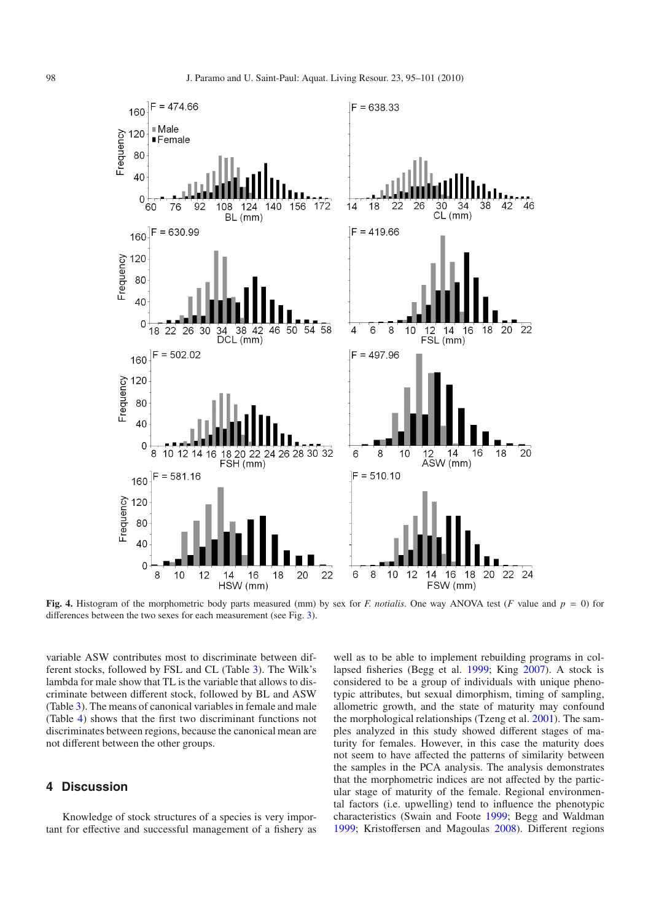**Fig. 4.** Histogram of the morphometric body parts measured (mm) by sex for *F. notialis*. One way ANOVA test ($F$ value and $p = 0$) for differences between the two sexes for each measurement (see Fig. 3).

variable ASW contributes most to discriminate between different stocks, followed by FSL and CL (Table 3). The Wilk's lambda for male show that TL is the variable that allows to discriminate between different stock, followed by BL and ASW (Table 3). The means of canonical variables in female and male (Table 4) shows that the first two discriminant functions not discriminates between regions, because the canonical mean are not different between the other groups.

## 4 Discussion

Knowledge of stock structures of a species is very important for effective and successful management of a fishery as well as to be able to implement rebuilding programs in collapsed fisheries (Begg et al. 1999; King 2007). A stock is considered to be a group of individuals with unique phenotypic attributes, but sexual dimorphism, timing of sampling, allometric growth, and the state of maturity may confound the morphological relationships (Tzeng et al. 2001). The samples analyzed in this study showed different stages of maturity for females. However, in this case the maturity does not seem to have affected the patterns of similarity between the samples in the PCA analysis. The analysis demonstrates that the morphometric indices are not affected by the particular stage of maturity of the female. Regional environmental factors (i.e. upwelling) tend to influence the phenotypic characteristics (Swain and Foote 1999; Begg and Waldman 1999; Kristoffersen and Magoulas 2008). Different regions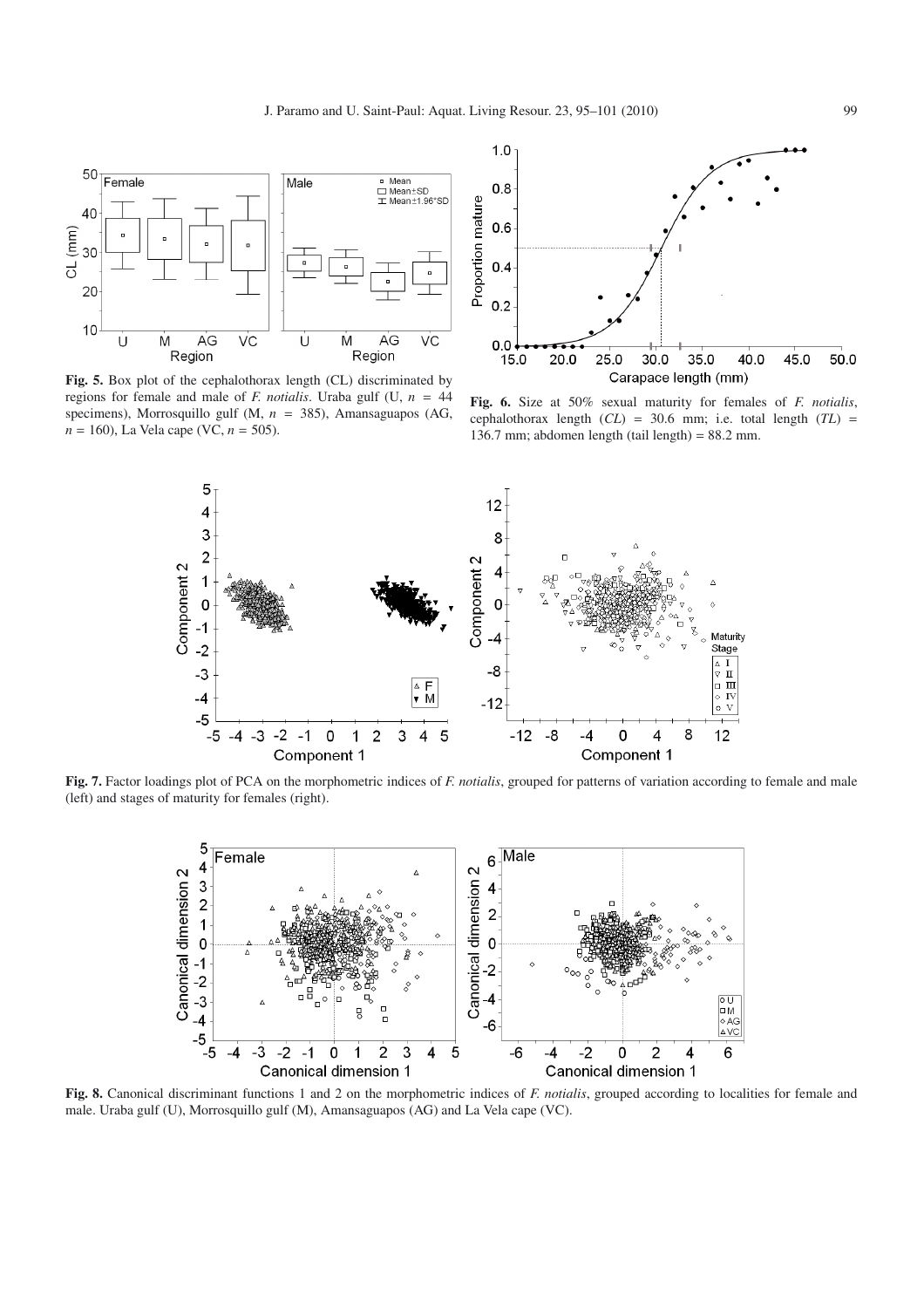**Fig. 5.** Box plot of the cephalothorax length (CL) discriminated by regions for female and male of *F. notialis*. Uraba gulf (U, $n = 44$ specimens), Morrosquillo gulf (M, $n = 385$), Amansaguapos (AG, $n = 160$), La Vela cape (VC, $n = 505$).

**Fig. 6.** Size at 50% sexual maturity for females of *F. notialis*, cephalothorax length ($CL$) = 30.6 mm; i.e. total length ($TL$) = 136.7 mm; abdomen length (tail length) = 88.2 mm.

**Fig. 7.** Factor loadings plot of PCA on the morphometric indices of *F. notialis*, grouped for patterns of variation according to female and male (left) and stages of maturity for females (right).

**Fig. 8.** Canonical discriminant functions 1 and 2 on the morphometric indices of *F. notialis*, grouped according to localities for female and male. Uraba gulf (U), Morrosquillo gulf (M), Amansaguapos (AG) and La Vela cape (VC).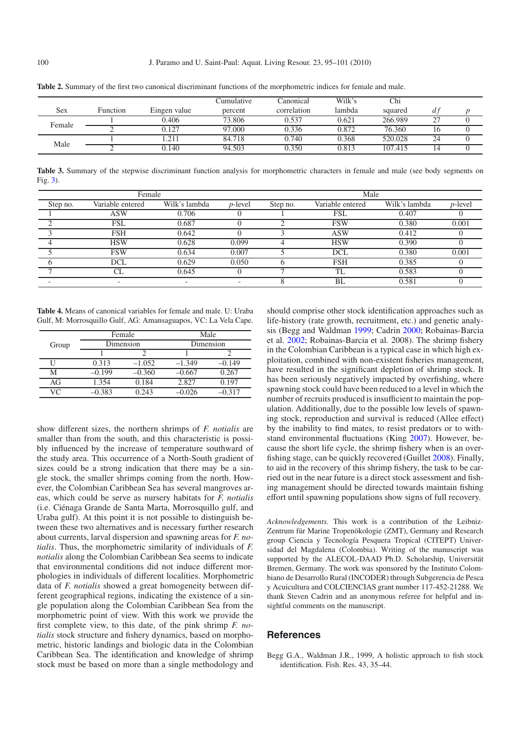**Table 2.** Summary of the first two canonical discriminant functions of the morphometric indices for female and male.

| Sex | Function | Eingen value | Cumulative percent | Canonical correlation | Wilk's lambda | Chi squared | *df* | *p* |
|---|---|---|---|---|---|---|---|---|
| Female | 1 | 0.406 | 73.806 | 0.537 | 0.621 | 266.989 | 27 | 0 |
| | 2 | 0.127 | 97.000 | 0.336 | 0.872 | 76.360 | 16 | 0 |
| Male | 1 | 1.211 | 84.718 | 0.740 | 0.368 | 520.028 | 24 | 0 |
| | 2 | 0.140 | 94.503 | 0.350 | 0.813 | 107.415 | 14 | 0 |

**Table 3.** Summary of the stepwise discriminant function analysis for morphometric characters in female and male (see body segments on Fig. 3).

| Female | | | | Male | | | |
|---|---|---|---|---|---|---|---|
| Step no. | Variable entered | Wilk's lambda | *p*-level | Step no. | Variable entered | Wilk's lambda | *p*-level |
| 1 | ASW | 0.706 | 0 | 1 | FSL | 0.407 | 0 |
| 2 | FSL | 0.687 | 0 | 2 | FSW | 0.380 | 0.001 |
| 3 | FSH | 0.642 | 0 | 3 | ASW | 0.412 | 0 |
| 4 | HSW | 0.628 | 0.099 | 4 | HSW | 0.390 | 0 |
| 5 | FSW | 0.634 | 0.007 | 5 | DCL | 0.380 | 0.001 |
| 6 | DCL | 0.629 | 0.050 | 6 | FSH | 0.385 | 0 |
| 7 | CL | 0.645 | 0 | 7 | TL | 0.583 | 0 |
| - | - | - | - | 8 | BL | 0.581 | 0 |

**Table 4.** Means of canonical variables for female and male. U: Uraba Gulf, M: Morrosquillo Gulf, AG: Amansaguapos, VC: La Vela Cape.

| Group | Female | | Male | |
|---|---|---|---|---|
| | Dimension | | Dimension | |
| | 1 | 2 | 1 | 2 |
| U | 0.313 | −1.052 | −1.349 | −0.149 |
| M | −0.199 | −0.360 | −0.667 | 0.267 |
| AG | 1.354 | 0.184 | 2.827 | 0.197 |
| VC | −0.383 | 0.243 | −0.026 | −0.317 |

show different sizes, the northern shrimps of *F. notialis* are smaller than from the south, and this characteristic is possibly influenced by the increase of temperature southward of the study area. This occurrence of a North-South gradient of sizes could be a strong indication that there may be a single stock, the smaller shrimps coming from the north. However, the Colombian Caribbean Sea has several mangroves areas, which could be serve as nursery habitats for *F. notialis* (i.e. Ciénaga Grande de Santa Marta, Morrosquillo gulf, and Uraba gulf). At this point it is not possible to distinguish between these two alternatives and is necessary further research about currents, larval dispersion and spawning areas for *F. notialis*. Thus, the morphometric similarity of individuals of *F. notialis* along the Colombian Caribbean Sea seems to indicate that environmental conditions did not induce different morphologies in individuals of different localities. Morphometric data of *F. notialis* showed a great homogeneity between different geographical regions, indicating the existence of a single population along the Colombian Caribbean Sea from the morphometric point of view. With this work we provide the first complete view, to this date, of the pink shrimp *F. notialis* stock structure and fishery dynamics, based on morphometric, historic landings and biologic data in the Colombian Caribbean Sea. The identification and knowledge of shrimp stock must be based on more than a single methodology and should comprise other stock identification approaches such as life-history (rate growth, recruitment, etc.) and genetic analysis (Begg and Waldman 1999; Cadrin 2000; Robainas-Barcia et al. 2002; Robainas-Barcia et al. 2008). The shrimp fishery in the Colombian Caribbean is a typical case in which high exploitation, combined with non-existent fisheries management, have resulted in the significant depletion of shrimp stock. It has been seriously negatively impacted by overfishing, where spawning stock could have been reduced to a level in which the number of recruits produced is insufficient to maintain the population. Additionally, due to the possible low levels of spawning stock, reproduction and survival is reduced (Allee effect) by the inability to find mates, to resist predators or to withstand environmental fluctuations (King 2007). However, because the short life cycle, the shrimp fishery when is an overfishing stage, can be quickly recovered (Guillet 2008). Finally, to aid in the recovery of this shrimp fishery, the task to be carried out in the near future is a direct stock assessment and fishing management should be directed towards maintain fishing effort until spawning populations show signs of full recovery.

*Acknowledgements.* This work is a contribution of the Leibniz-Zentrum für Marine Tropenökologie (ZMT), Germany and Research group Ciencia y Tecnología Pesquera Tropical (CITEPT) Universidad del Magdalena (Colombia). Writing of the manuscript was supported by the ALECOL-DAAD Ph.D. Scholarship, Universität Bremen, Germany. The work was sponsored by the Instituto Colombiano de Desarrollo Rural (INCODER) through Subgerencia de Pesca y Acuicultura and COLCIENCIAS grant number 117-452-21288. We thank Steven Cadrin and an anonymous referee for helpful and insightful comments on the manuscript.

## References

Begg G.A., Waldman J.R., 1999, A holistic approach to fish stock identification. Fish. Res. 43, 35–44.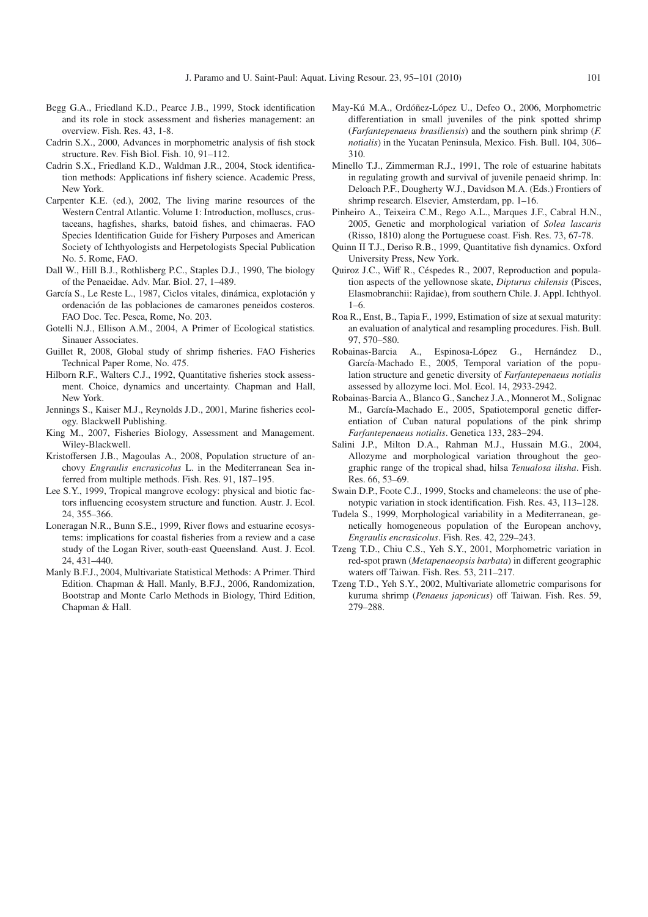Begg G.A., Friedland K.D., Pearce J.B., 1999, Stock identification and its role in stock assessment and fisheries management: an overview. Fish. Res. 43, 1-8.

Cadrin S.X., 2000, Advances in morphometric analysis of fish stock structure. Rev. Fish Biol. Fish. 10, 91–112.

Cadrin S.X., Friedland K.D., Waldman J.R., 2004, Stock identification methods: Applications inf fishery science. Academic Press, New York.

Carpenter K.E. (ed.), 2002, The living marine resources of the Western Central Atlantic. Volume 1: Introduction, molluscs, crustaceans, hagfishes, sharks, batoid fishes, and chimaeras. FAO Species Identification Guide for Fishery Purposes and American Society of Ichthyologists and Herpetologists Special Publication No. 5. Rome, FAO.

Dall W., Hill B.J., Rothlisberg P.C., Staples D.J., 1990, The biology of the Penaeidae. Adv. Mar. Biol. 27, 1–489.

García S., Le Reste L., 1987, Ciclos vitales, dinámica, explotación y ordenación de las poblaciones de camarones peneidos costeros. FAO Doc. Tec. Pesca, Rome, No. 203.

Gotelli N.J., Ellison A.M., 2004, A Primer of Ecological statistics. Sinauer Associates.

Guillet R, 2008, Global study of shrimp fisheries. FAO Fisheries Technical Paper Rome, No. 475.

Hilborn R.F., Walters C.J., 1992, Quantitative fisheries stock assessment. Choice, dynamics and uncertainty. Chapman and Hall, New York.

Jennings S., Kaiser M.J., Reynolds J.D., 2001, Marine fisheries ecology. Blackwell Publishing.

King M., 2007, Fisheries Biology, Assessment and Management. Wiley-Blackwell.

Kristoffersen J.B., Magoulas A., 2008, Population structure of anchovy *Engraulis encrasicolus* L. in the Mediterranean Sea inferred from multiple methods. Fish. Res. 91, 187–195.

Lee S.Y., 1999, Tropical mangrove ecology: physical and biotic factors influencing ecosystem structure and function. Austr. J. Ecol. 24, 355–366.

Loneragan N.R., Bunn S.E., 1999, River flows and estuarine ecosystems: implications for coastal fisheries from a review and a case study of the Logan River, south-east Queensland. Aust. J. Ecol. 24, 431–440.

Manly B.F.J., 2004, Multivariate Statistical Methods: A Primer. Third Edition. Chapman & Hall. Manly, B.F.J., 2006, Randomization, Bootstrap and Monte Carlo Methods in Biology, Third Edition, Chapman & Hall.

May-Kú M.A., Ordóñez-López U., Defeo O., 2006, Morphometric differentiation in small juveniles of the pink spotted shrimp (*Farfantepenaeus brasiliensis*) and the southern pink shrimp (*F. notialis*) in the Yucatan Peninsula, Mexico. Fish. Bull. 104, 306–310.

Minello T.J., Zimmerman R.J., 1991, The role of estuarine habitats in regulating growth and survival of juvenile penaeid shrimp. In: Deloach P.F., Dougherty W.J., Davidson M.A. (Eds.) Frontiers of shrimp research. Elsevier, Amsterdam, pp. 1–16.

Pinheiro A., Teixeira C.M., Rego A.L., Marques J.F., Cabral H.N., 2005, Genetic and morphological variation of *Solea lascaris* (Risso, 1810) along the Portuguese coast. Fish. Res. 73, 67-78.

Quinn II T.J., Deriso R.B., 1999, Quantitative fish dynamics. Oxford University Press, New York.

Quiroz J.C., Wiff R., Céspedes R., 2007, Reproduction and population aspects of the yellownose skate, *Dipturus chilensis* (Pisces, Elasmobranchii: Rajidae), from southern Chile. J. Appl. Ichthyol. 1–6.

Roa R., Enst, B., Tapia F., 1999, Estimation of size at sexual maturity: an evaluation of analytical and resampling procedures. Fish. Bull. 97, 570–580.

Robainas-Barcia A., Espinosa-López G., Hernández D., García-Machado E., 2005, Temporal variation of the population structure and genetic diversity of *Farfantepenaeus notialis* assessed by allozyme loci. Mol. Ecol. 14, 2933-2942.

Robainas-Barcia A., Blanco G., Sanchez J.A., Monnerot M., Solignac M., García-Machado E., 2005, Spatiotemporal genetic differentiation of Cuban natural populations of the pink shrimp *Farfantepenaeus notialis*. Genetica 133, 283–294.

Salini J.P., Milton D.A., Rahman M.J., Hussain M.G., 2004, Allozyme and morphological variation throughout the geographic range of the tropical shad, hilsa *Tenualosa ilisha*. Fish. Res. 66, 53–69.

Swain D.P., Foote C.J., 1999, Stocks and chameleons: the use of phenotypic variation in stock identification. Fish. Res. 43, 113–128.

Tudela S., 1999, Morphological variability in a Mediterranean, genetically homogeneous population of the European anchovy, *Engraulis encrasicolus*. Fish. Res. 42, 229–243.

Tzeng T.D., Chiu C.S., Yeh S.Y., 2001, Morphometric variation in red-spot prawn (*Metapenaeopsis barbata*) in different geographic waters off Taiwan. Fish. Res. 53, 211–217.

Tzeng T.D., Yeh S.Y., 2002, Multivariate allometric comparisons for kuruma shrimp (*Penaeus japonicus*) off Taiwan. Fish. Res. 59, 279–288.